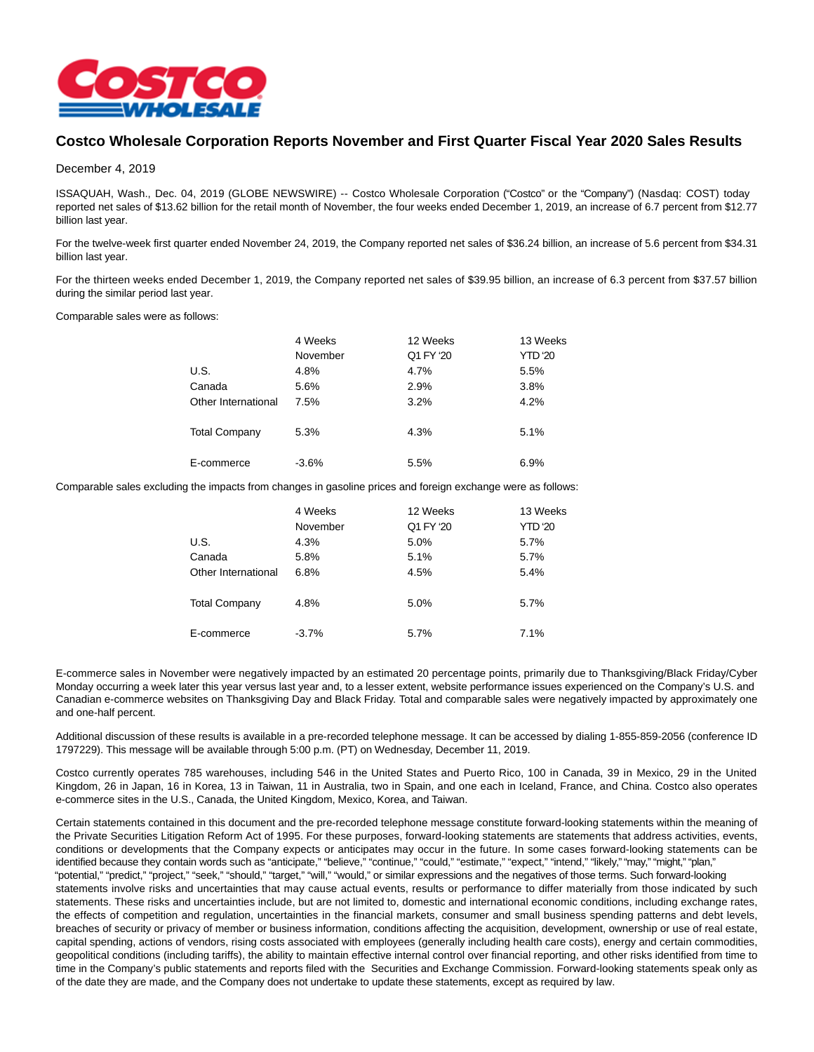# Costco Wholesale Corporation Reports November and First Quarter Fiscal Year 2020 Sales Results

December 4, 2019

ISSAQUAH, Wash., Dec. 04, 2019 (GLOBE NEWSWIRE) -- Costco Wholesale Corporation ("Costco" or the "Company") (Nasdaq: COST) today reported net sales of $13.62 billion for the retail month of November, the four weeks ended December 1, 2019, an increase of 6.7 percent from $12.77 billion last year.

For the twelve-week first quarter ended November 24, 2019, the Company reported net sales of $36.24 billion, an increase of 5.6 percent from $34.31 billion last year.

For the thirteen weeks ended December 1, 2019, the Company reported net sales of $39.95 billion, an increase of 6.3 percent from $37.57 billion during the similar period last year.

Comparable sales were as follows:

| | 4 Weeks November | 12 Weeks Q1 FY '20 | 13 Weeks YTD '20 |
|---|---|---|---|
| U.S. | 4.8% | 4.7% | 5.5% |
| Canada | 5.6% | 2.9% | 3.8% |
| Other International | 7.5% | 3.2% | 4.2% |
| Total Company | 5.3% | 4.3% | 5.1% |
| E-commerce | -3.6% | 5.5% | 6.9% |

Comparable sales excluding the impacts from changes in gasoline prices and foreign exchange were as follows:

| | 4 Weeks November | 12 Weeks Q1 FY '20 | 13 Weeks YTD '20 |
|---|---|---|---|
| U.S. | 4.3% | 5.0% | 5.7% |
| Canada | 5.8% | 5.1% | 5.7% |
| Other International | 6.8% | 4.5% | 5.4% |
| Total Company | 4.8% | 5.0% | 5.7% |
| E-commerce | -3.7% | 5.7% | 7.1% |

E-commerce sales in November were negatively impacted by an estimated 20 percentage points, primarily due to Thanksgiving/Black Friday/Cyber Monday occurring a week later this year versus last year and, to a lesser extent, website performance issues experienced on the Company's U.S. and Canadian e-commerce websites on Thanksgiving Day and Black Friday. Total and comparable sales were negatively impacted by approximately one and one-half percent.

Additional discussion of these results is available in a pre-recorded telephone message. It can be accessed by dialing 1-855-859-2056 (conference ID 1797229). This message will be available through 5:00 p.m. (PT) on Wednesday, December 11, 2019.

Costco currently operates 785 warehouses, including 546 in the United States and Puerto Rico, 100 in Canada, 39 in Mexico, 29 in the United Kingdom, 26 in Japan, 16 in Korea, 13 in Taiwan, 11 in Australia, two in Spain, and one each in Iceland, France, and China. Costco also operates e-commerce sites in the U.S., Canada, the United Kingdom, Mexico, Korea, and Taiwan.

Certain statements contained in this document and the pre-recorded telephone message constitute forward-looking statements within the meaning of the Private Securities Litigation Reform Act of 1995. For these purposes, forward-looking statements are statements that address activities, events, conditions or developments that the Company expects or anticipates may occur in the future. In some cases forward-looking statements can be identified because they contain words such as "anticipate," "believe," "continue," "could," "estimate," "expect," "intend," "likely," "may," "might," "plan," "potential," "predict," "project," "seek," "should," "target," "will," "would," or similar expressions and the negatives of those terms. Such forward-looking statements involve risks and uncertainties that may cause actual events, results or performance to differ materially from those indicated by such statements. These risks and uncertainties include, but are not limited to, domestic and international economic conditions, including exchange rates, the effects of competition and regulation, uncertainties in the financial markets, consumer and small business spending patterns and debt levels, breaches of security or privacy of member or business information, conditions affecting the acquisition, development, ownership or use of real estate, capital spending, actions of vendors, rising costs associated with employees (generally including health care costs), energy and certain commodities, geopolitical conditions (including tariffs), the ability to maintain effective internal control over financial reporting, and other risks identified from time to time in the Company's public statements and reports filed with the Securities and Exchange Commission. Forward-looking statements speak only as of the date they are made, and the Company does not undertake to update these statements, except as required by law.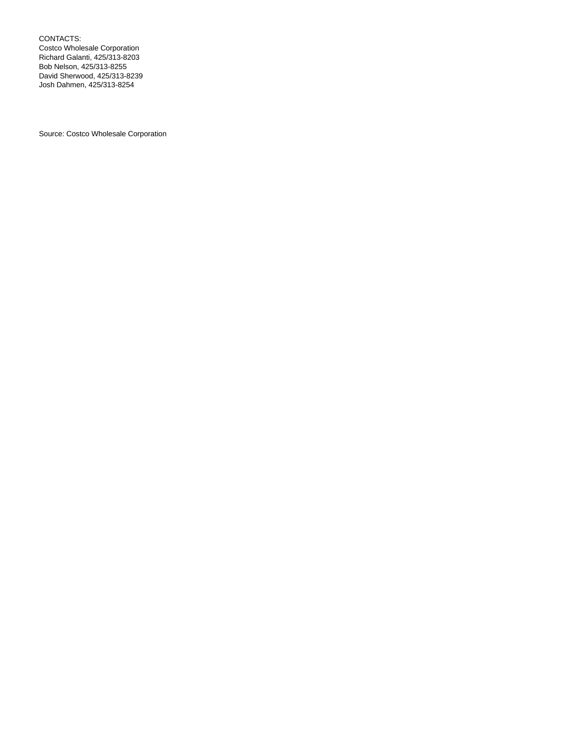CONTACTS:
Costco Wholesale Corporation
Richard Galanti, 425/313-8203
Bob Nelson, 425/313-8255
David Sherwood, 425/313-8239
Josh Dahmen, 425/313-8254

Source: Costco Wholesale Corporation